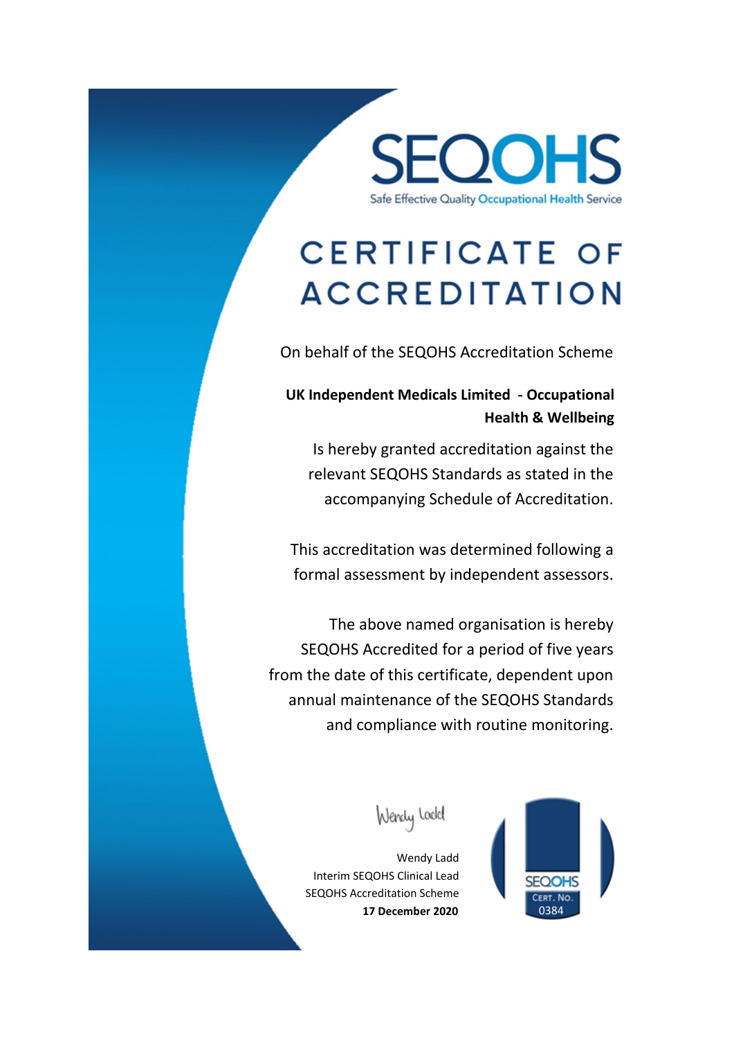SEQOHS

Safe Effective Quality Occupational Health Service

# CERTIFICATE OF ACCREDITATION

On behalf of the SEQOHS Accreditation Scheme

**UK Independent Medicals Limited - Occupational Health & Wellbeing**

Is hereby granted accreditation against the relevant SEQOHS Standards as stated in the accompanying Schedule of Accreditation.

This accreditation was determined following a formal assessment by independent assessors.

The above named organisation is hereby SEQOHS Accredited for a period of five years from the date of this certificate, dependent upon annual maintenance of the SEQOHS Standards and compliance with routine monitoring.

Wendy Ladd

Wendy Ladd
Interim SEQOHS Clinical Lead
SEQOHS Accreditation Scheme
**17 December 2020**

SEQOHS
Cert. No.
0384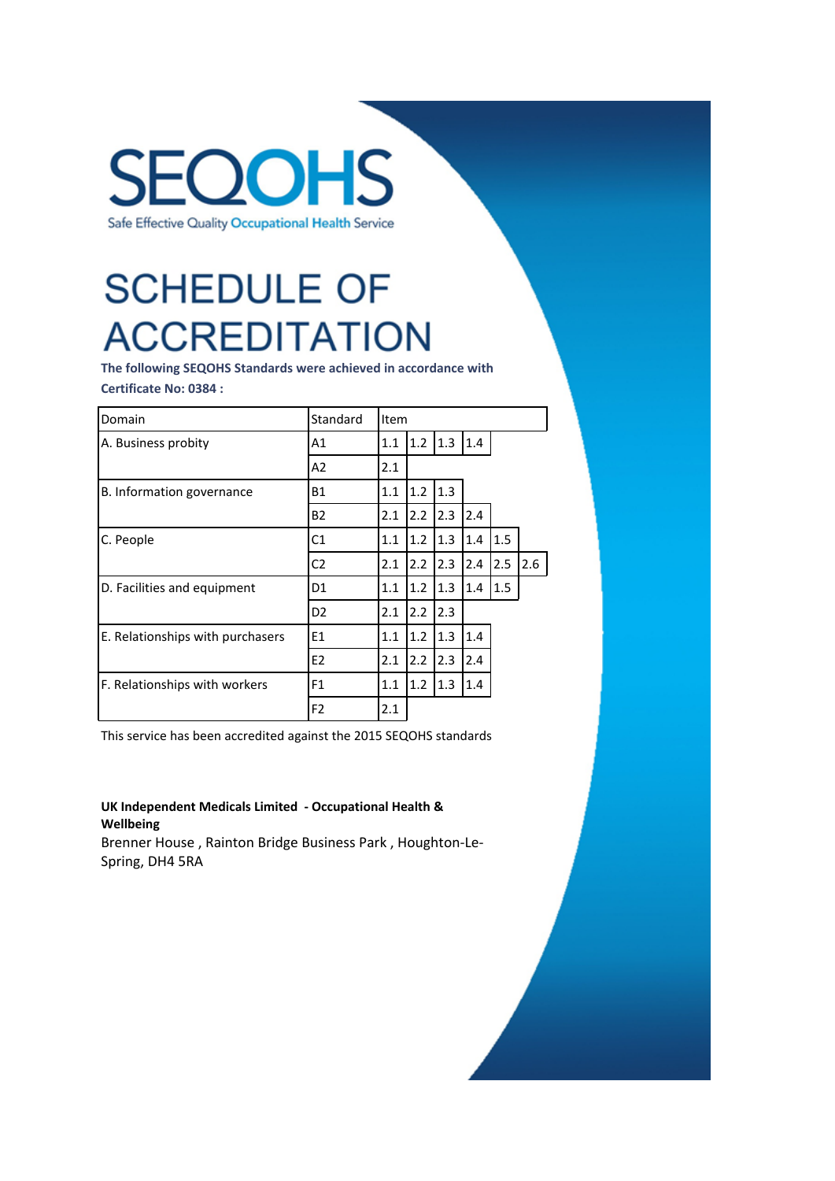# SEQOHS

Safe Effective Quality Occupational Health Service

# SCHEDULE OF ACCREDITATION

**The following SEQOHS Standards were achieved in accordance with Certificate No: 0384 :**

| Domain | Standard | Item | | | | | |
|---|---|---|---|---|---|---|---|
| A. Business probity | A1 | 1.1 | 1.2 | 1.3 | 1.4 | | |
| | A2 | 2.1 | | | | | |
| B. Information governance | B1 | 1.1 | 1.2 | 1.3 | | | |
| | B2 | 2.1 | 2.2 | 2.3 | 2.4 | | |
| C. People | C1 | 1.1 | 1.2 | 1.3 | 1.4 | 1.5 | |
| | C2 | 2.1 | 2.2 | 2.3 | 2.4 | 2.5 | 2.6 |
| D. Facilities and equipment | D1 | 1.1 | 1.2 | 1.3 | 1.4 | 1.5 | |
| | D2 | 2.1 | 2.2 | 2.3 | | | |
| E. Relationships with purchasers | E1 | 1.1 | 1.2 | 1.3 | 1.4 | | |
| | E2 | 2.1 | 2.2 | 2.3 | 2.4 | | |
| F. Relationships with workers | F1 | 1.1 | 1.2 | 1.3 | 1.4 | | |
| | F2 | 2.1 | | | | | |

This service has been accredited against the 2015 SEQOHS standards

**UK Independent Medicals Limited - Occupational Health & Wellbeing**

Brenner House , Rainton Bridge Business Park , Houghton-Le-Spring, DH4 5RA